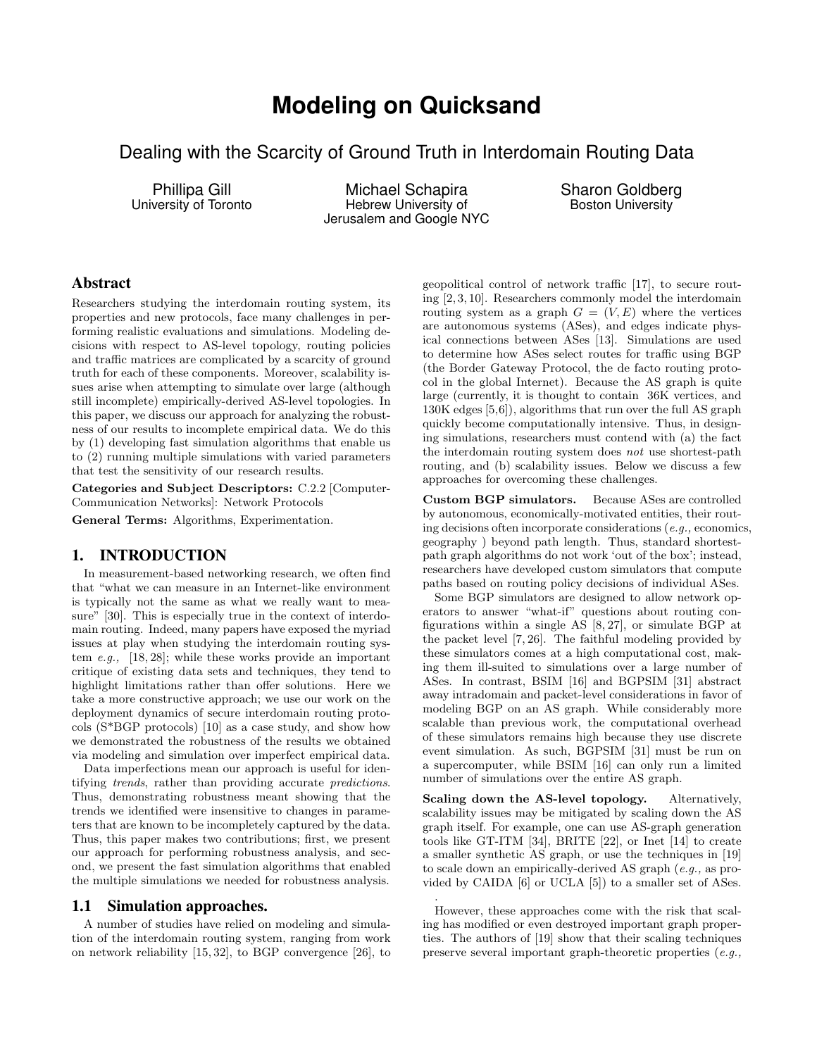# Modeling on Quicksand

## Dealing with the Scarcity of Ground Truth in Interdomain Routing Data

Phillipa Gill
University of Toronto

Michael Schapira
Hebrew University of Jerusalem and Google NYC

Sharon Goldberg
Boston University

## Abstract

Researchers studying the interdomain routing system, its properties and new protocols, face many challenges in performing realistic evaluations and simulations. Modeling decisions with respect to AS-level topology, routing policies and traffic matrices are complicated by a scarcity of ground truth for each of these components. Moreover, scalability issues arise when attempting to simulate over large (although still incomplete) empirically-derived AS-level topologies. In this paper, we discuss our approach for analyzing the robustness of our results to incomplete empirical data. We do this by (1) developing fast simulation algorithms that enable us to (2) running multiple simulations with varied parameters that test the sensitivity of our research results.

**Categories and Subject Descriptors:** C.2.2 [Computer-Communication Networks]: Network Protocols

**General Terms:** Algorithms, Experimentation.

## 1. INTRODUCTION

In measurement-based networking research, we often find that "what we can measure in an Internet-like environment is typically not the same as what we really want to measure" [30]. This is especially true in the context of interdomain routing. Indeed, many papers have exposed the myriad issues at play when studying the interdomain routing system *e.g.,* [18, 28]; while these works provide an important critique of existing data sets and techniques, they tend to highlight limitations rather than offer solutions. Here we take a more constructive approach; we use our work on the deployment dynamics of secure interdomain routing protocols (S*BGP protocols) [10] as a case study, and show how we demonstrated the robustness of the results we obtained via modeling and simulation over imperfect empirical data.

Data imperfections mean our approach is useful for identifying *trends*, rather than providing accurate *predictions*. Thus, demonstrating robustness meant showing that the trends we identified were insensitive to changes in parameters that are known to be incompletely captured by the data. Thus, this paper makes two contributions; first, we present our approach for performing robustness analysis, and second, we present the fast simulation algorithms that enabled the multiple simulations we needed for robustness analysis.

### 1.1 Simulation approaches.

A number of studies have relied on modeling and simulation of the interdomain routing system, ranging from work on network reliability [15, 32], to BGP convergence [26], to geopolitical control of network traffic [17], to secure routing [2, 3, 10]. Researchers commonly model the interdomain routing system as a graph $G = (V, E)$ where the vertices are autonomous systems (ASes), and edges indicate physical connections between ASes [13]. Simulations are used to determine how ASes select routes for traffic using BGP (the Border Gateway Protocol, the de facto routing protocol in the global Internet). Because the AS graph is quite large (currently, it is thought to contain 36K vertices, and 130K edges [5,6]), algorithms that run over the full AS graph quickly become computationally intensive. Thus, in designing simulations, researchers must contend with (a) the fact the interdomain routing system does *not* use shortest-path routing, and (b) scalability issues. Below we discuss a few approaches for overcoming these challenges.

**Custom BGP simulators.** Because ASes are controlled by autonomous, economically-motivated entities, their routing decisions often incorporate considerations (*e.g.,* economics, geography ) beyond path length. Thus, standard shortest-path graph algorithms do not work 'out of the box'; instead, researchers have developed custom simulators that compute paths based on routing policy decisions of individual ASes.

Some BGP simulators are designed to allow network operators to answer "what-if" questions about routing configurations within a single AS [8, 27], or simulate BGP at the packet level [7, 26]. The faithful modeling provided by these simulators comes at a high computational cost, making them ill-suited to simulations over a large number of ASes. In contrast, BSIM [16] and BGPSIM [31] abstract away intradomain and packet-level considerations in favor of modeling BGP on an AS graph. While considerably more scalable than previous work, the computational overhead of these simulators remains high because they use discrete event simulation. As such, BGPSIM [31] must be run on a supercomputer, while BSIM [16] can only run a limited number of simulations over the entire AS graph.

**Scaling down the AS-level topology.** Alternatively, scalability issues may be mitigated by scaling down the AS graph itself. For example, one can use AS-graph generation tools like GT-ITM [34], BRITE [22], or Inet [14] to create a smaller synthetic AS graph, or use the techniques in [19] to scale down an empirically-derived AS graph (*e.g.,* as provided by CAIDA [6] or UCLA [5]) to a smaller set of ASes.

However, these approaches come with the risk that scaling has modified or even destroyed important graph properties. The authors of [19] show that their scaling techniques preserve several important graph-theoretic properties (*e.g.,*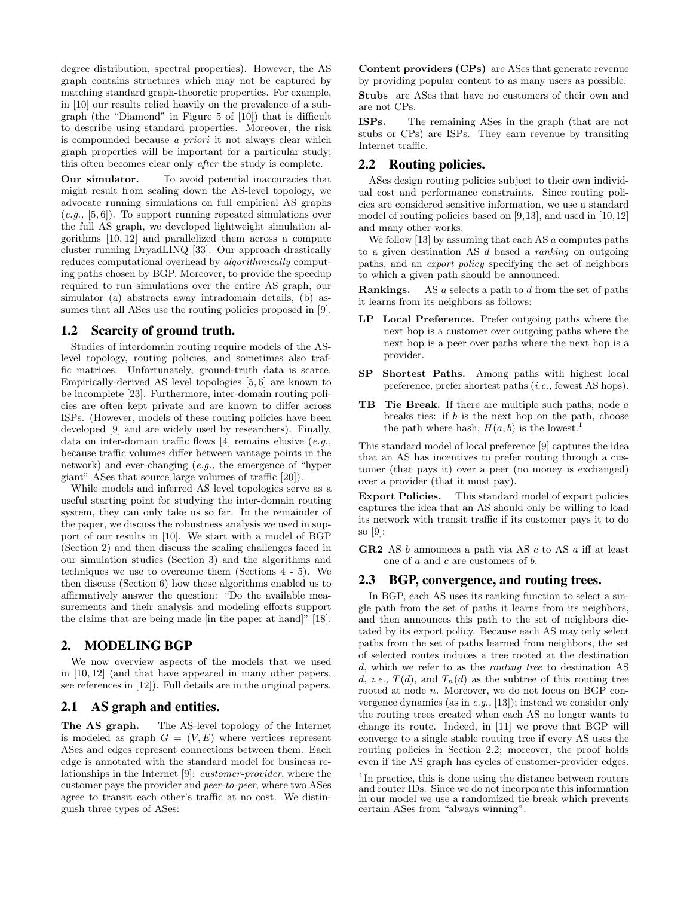degree distribution, spectral properties). However, the AS graph contains structures which may not be captured by matching standard graph-theoretic properties. For example, in [10] our results relied heavily on the prevalence of a subgraph (the "Diamond" in Figure 5 of [10]) that is difficult to describe using standard properties. Moreover, the risk is compounded because *a priori* it not always clear which graph properties will be important for a particular study; this often becomes clear only *after* the study is complete.

**Our simulator.** To avoid potential inaccuracies that might result from scaling down the AS-level topology, we advocate running simulations on full empirical AS graphs (*e.g.,* [5, 6]). To support running repeated simulations over the full AS graph, we developed lightweight simulation algorithms [10, 12] and parallelized them across a compute cluster running DryadLINQ [33]. Our approach drastically reduces computational overhead by *algorithmically* computing paths chosen by BGP. Moreover, to provide the speedup required to run simulations over the entire AS graph, our simulator (a) abstracts away intradomain details, (b) assumes that all ASes use the routing policies proposed in [9].

## 1.2 Scarcity of ground truth.

Studies of interdomain routing require models of the AS-level topology, routing policies, and sometimes also traffic matrices. Unfortunately, ground-truth data is scarce. Empirically-derived AS level topologies [5, 6] are known to be incomplete [23]. Furthermore, inter-domain routing policies are often kept private and are known to differ across ISPs. (However, models of these routing policies have been developed [9] and are widely used by researchers). Finally, data on inter-domain traffic flows [4] remains elusive (*e.g.,* because traffic volumes differ between vantage points in the network) and ever-changing (*e.g.,* the emergence of "hyper giant" ASes that source large volumes of traffic [20]).

While models and inferred AS level topologies serve as a useful starting point for studying the inter-domain routing system, they can only take us so far. In the remainder of the paper, we discuss the robustness analysis we used in support of our results in [10]. We start with a model of BGP (Section 2) and then discuss the scaling challenges faced in our simulation studies (Section 3) and the algorithms and techniques we use to overcome them (Sections 4 - 5). We then discuss (Section 6) how these algorithms enabled us to affirmatively answer the question: "Do the available measurements and their analysis and modeling efforts support the claims that are being made [in the paper at hand]" [18].

# 2. MODELING BGP

We now overview aspects of the models that we used in [10, 12] (and that have appeared in many other papers, see references in [12]). Full details are in the original papers.

## 2.1 AS graph and entities.

**The AS graph.** The AS-level topology of the Internet is modeled as graph $G = (V, E)$ where vertices represent ASes and edges represent connections between them. Each edge is annotated with the standard model for business relationships in the Internet [9]: *customer-provider*, where the customer pays the provider and *peer-to-peer*, where two ASes agree to transit each other's traffic at no cost. We distinguish three types of ASes:

**Content providers (CPs)** are ASes that generate revenue by providing popular content to as many users as possible.

**Stubs** are ASes that have no customers of their own and are not CPs.

**ISPs.** The remaining ASes in the graph (that are not stubs or CPs) are ISPs. They earn revenue by transiting Internet traffic.

## 2.2 Routing policies.

ASes design routing policies subject to their own individual cost and performance constraints. Since routing policies are considered sensitive information, we use a standard model of routing policies based on [9,13], and used in [10,12] and many other works.

We follow [13] by assuming that each AS $a$ computes paths to a given destination AS $d$ based a *ranking* on outgoing paths, and an *export policy* specifying the set of neighbors to which a given path should be announced.

**Rankings.** AS $a$ selects a path to $d$ from the set of paths it learns from its neighbors as follows:

- **LP Local Preference.** Prefer outgoing paths where the next hop is a customer over outgoing paths where the next hop is a peer over paths where the next hop is a provider.
- **SP Shortest Paths.** Among paths with highest local preference, prefer shortest paths (*i.e.,* fewest AS hops).
- **TB Tie Break.** If there are multiple such paths, node $a$ breaks ties: if $b$ is the next hop on the path, choose the path where hash, $H(a, b)$ is the lowest.[1]

This standard model of local preference [9] captures the idea that an AS has incentives to prefer routing through a customer (that pays it) over a peer (no money is exchanged) over a provider (that it must pay).

**Export Policies.** This standard model of export policies captures the idea that an AS should only be willing to load its network with transit traffic if its customer pays it to do so [9]:

**GR2** AS $b$ announces a path via AS $c$ to AS $a$ iff at least one of $a$ and $c$ are customers of $b$.

## 2.3 BGP, convergence, and routing trees.

In BGP, each AS uses its ranking function to select a single path from the set of paths it learns from its neighbors, and then announces this path to the set of neighbors dictated by its export policy. Because each AS may only select paths from the set of paths learned from neighbors, the set of selected routes induces a tree rooted at the destination $d$, which we refer to as the *routing tree* to destination AS $d$, *i.e.,* $T(d)$, and $T_n(d)$ as the subtree of this routing tree rooted at node $n$. Moreover, we do not focus on BGP convergence dynamics (as in *e.g.,* [13]); instead we consider only the routing trees created when each AS no longer wants to change its route. Indeed, in [11] we prove that BGP will converge to a single stable routing tree if every AS uses the routing policies in Section 2.2; moreover, the proof holds even if the AS graph has cycles of customer-provider edges.

[1] In practice, this is done using the distance between routers and router IDs. Since we do not incorporate this information in our model we use a randomized tie break which prevents certain ASes from "always winning".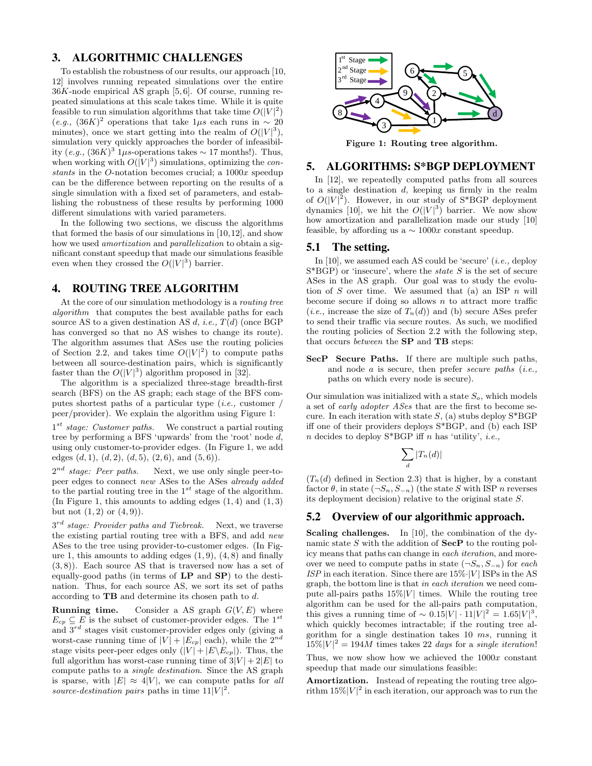## 3. ALGORITHMIC CHALLENGES

To establish the robustness of our results, our approach [10, 12] involves running repeated simulations over the entire 36$K$-node empirical AS graph [5, 6]. Of course, running repeated simulations at this scale takes time. While it is quite feasible to run simulation algorithms that take time $O(|V|^2)$ (*e.g.,* $(36K)^2$ operations that take $1\mu s$ each runs in $\sim$ 20 minutes), once we start getting into the realm of $O(|V|^3)$, simulation very quickly approaches the border of infeasibility (*e.g.,* $(36K)^3$ $1\mu s$-operations takes $\sim$ 17 months!). Thus, when working with $O(|V|^3)$ simulations, optimizing the *constants* in the $O$-notation becomes crucial; a 1000$x$ speedup can be the difference between reporting on the results of a single simulation with a fixed set of parameters, and establishing the robustness of these results by performing 1000 different simulations with varied parameters.

In the following two sections, we discuss the algorithms that formed the basis of our simulations in [10, 12], and show how we used *amortization* and *parallelization* to obtain a significant constant speedup that made our simulations feasible even when they crossed the $O(|V|^3)$ barrier.

## 4. ROUTING TREE ALGORITHM

At the core of our simulation methodology is a *routing tree algorithm* that computes the best available paths for each source AS to a given destination AS $d$, *i.e.,* $T(d)$ (once BGP has converged so that no AS wishes to change its route). The algorithm assumes that ASes use the routing policies of Section 2.2, and takes time $O(|V|^2)$ to compute paths between all source-destination pairs, which is significantly faster than the $O(|V|^3)$ algorithm proposed in [32].

The algorithm is a specialized three-stage breadth-first search (BFS) on the AS graph; each stage of the BFS computes shortest paths of a particular type (*i.e.,* customer / peer/provider). We explain the algorithm using Figure 1:

$1^{st}$ *stage: Customer paths.* We construct a partial routing tree by performing a BFS 'upwards' from the 'root' node $d$, using only customer-to-provider edges. (In Figure 1, we add edges $(d, 1)$, $(d, 2)$, $(d, 5)$, $(2, 6)$, and $(5, 6)$).

$2^{nd}$ *stage: Peer paths.* Next, we use only single peer-to-peer edges to connect *new* ASes to the ASes *already added* to the partial routing tree in the $1^{st}$ stage of the algorithm. (In Figure 1, this amounts to adding edges $(1, 4)$ and $(1, 3)$ but not $(1, 2)$ or $(4, 9)$).

$3^{rd}$ *stage: Provider paths and Tiebreak.* Next, we traverse the existing partial routing tree with a BFS, and add *new* ASes to the tree using provider-to-customer edges. (In Figure 1, this amounts to adding edges $(1, 9)$, $(4, 8)$ and finally $(3, 8)$). Each source AS that is traversed now has a set of equally-good paths (in terms of **LP** and **SP**) to the destination. Thus, for each source AS, we sort its set of paths according to **TB** and determine its chosen path to $d$.

**Running time.** Consider a AS graph $G(V, E)$ where $E_{cp} \subseteq E$ is the subset of customer-provider edges. The $1^{st}$ and $3^{rd}$ stages visit customer-provider edges only (giving a worst-case running time of $|V| + |E_{cp}|$ each), while the $2^{nd}$ stage visits peer-peer edges only ($|V| + |E \backslash E_{cp}|$). Thus, the full algorithm has worst-case running time of $3|V| + 2|E|$ to compute paths to a *single destination*. Since the AS graph is sparse, with $|E| \approx 4|V|$, we can compute paths for *all source-destination pairs* paths in time $11|V|^2$.

Figure 1: Routing tree algorithm.

## 5. ALGORITHMS: S*BGP DEPLOYMENT

In [12], we repeatedly computed paths from all sources to a single destination $d$, keeping us firmly in the realm of $O(|V|^2)$. However, in our study of S*BGP deployment dynamics [10], we hit the $O(|V|^3)$ barrier. We now show how amortization and parallelization made our study [10] feasible, by affording us a $\sim$ 1000$x$ constant speedup.

### 5.1 The setting.

In [10], we assumed each AS could be 'secure' (*i.e.,* deploy S*BGP) or 'insecure', where the *state* $S$ is the set of secure ASes in the AS graph. Our goal was to study the evolution of $S$ over time. We assumed that (a) an ISP $n$ will become secure if doing so allows $n$ to attract more traffic (*i.e.,* increase the size of $T_n(d)$) and (b) secure ASes prefer to send their traffic via secure routes. As such, we modified the routing policies of Section 2.2 with the following step, that occurs *between* the **SP** and **TB** steps:

**SecP Secure Paths.** If there are multiple such paths, and node $a$ is secure, then prefer *secure paths* (*i.e.,* paths on which every node is secure).

Our simulation was initialized with a state $S_o$, which models a set of *early adopter ASes* that are the first to become secure. In each iteration with state $S$, (a) stubs deploy S*BGP iff one of their providers deploys S*BGP, and (b) each ISP $n$ decides to deploy S*BGP iff $n$ has 'utility', *i.e.,*

$$\sum_d |T_n(d)|$$

($T_n(d)$ defined in Section 2.3) that is higher, by a constant factor $\theta$, in state $(\neg S_n, S_{-n})$ (the state $S$ with ISP $n$ reverses its deployment decision) relative to the original state $S$.

### 5.2 Overview of our algorithmic approach.

**Scaling challenges.** In [10], the combination of the dynamic state $S$ with the addition of **SecP** to the routing policy means that paths can change in *each iteration*, and moreover we need to compute paths in state $(\neg S_n, S_{-n})$ for *each ISP* in each iteration. Since there are 15%$\cdot|V|$ ISPs in the AS graph, the bottom line is that *in each iteration* we need compute all-pairs paths 15%$|V|$ times. While the routing tree algorithm can be used for the all-pairs path computation, this gives a running time of $\sim 0.15|V| \cdot 11|V|^2 = 1.65|V|^3$, which quickly becomes intractable; if the routing tree algorithm for a single destination takes 10 $ms$, running it $15\%|V|^2 = 194M$ times takes 22 *days* for a *single iteration*!

Thus, we now show how we achieved the 1000$x$ constant speedup that made our simulations feasible:

**Amortization.** Instead of repeating the routing tree algorithm $15\%|V|^2$ in each iteration, our approach was to run the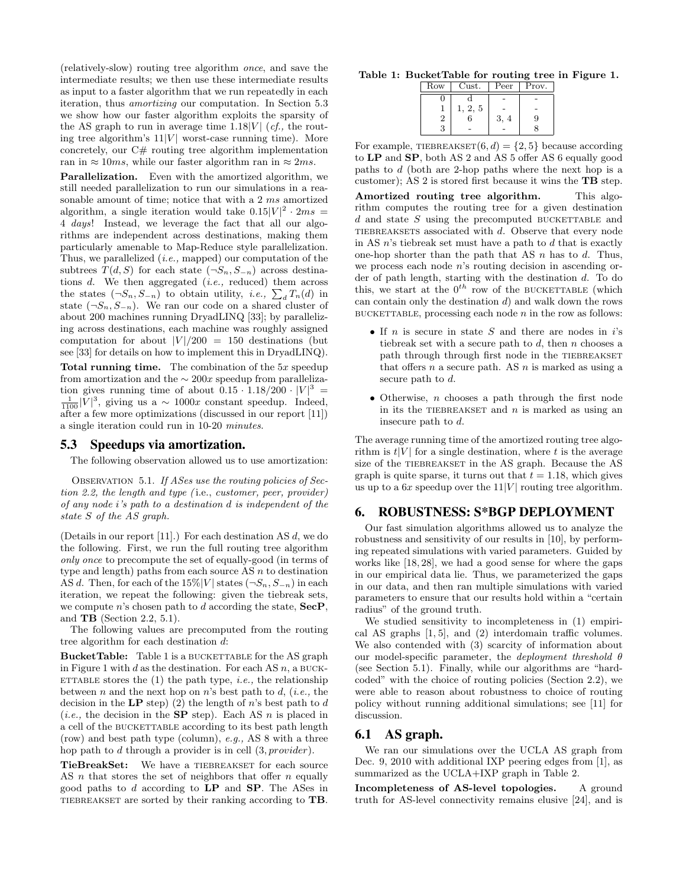(relatively-slow) routing tree algorithm *once*, and save the intermediate results; we then use these intermediate results as input to a faster algorithm that we run repeatedly in each iteration, thus *amortizing* our computation. In Section 5.3 we show how our faster algorithm exploits the sparsity of the AS graph to run in average time $1.18|V|$ (*cf.,* the routing tree algorithm's $11|V|$ worst-case running time). More concretely, our C# routing tree algorithm implementation ran in $\approx 10ms$, while our faster algorithm ran in $\approx 2ms$.

**Parallelization.** Even with the amortized algorithm, we still needed parallelization to run our simulations in a reasonable amount of time; notice that with a 2 *ms* amortized algorithm, a single iteration would take $0.15|V|^2 \cdot 2ms =$ 4 *days*! Instead, we leverage the fact that all our algorithms are independent across destinations, making them particularly amenable to Map-Reduce style parallelization. Thus, we parallelized (*i.e.,* mapped) our computation of the subtrees $T(d, S)$ for each state $(\neg S_n, S_{-n})$ across destinations $d$. We then aggregated (*i.e.,* reduced) them across the states $(\neg S_n, S_{-n})$ to obtain utility, *i.e.,* $\sum_d T_n(d)$ in state $(\neg S_n, S_{-n})$. We ran our code on a shared cluster of about 200 machines running DryadLINQ [33]; by parallelizing across destinations, each machine was roughly assigned computation for about $|V|/200 = 150$ destinations (but see [33] for details on how to implement this in DryadLINQ).

**Total running time.** The combination of the $5x$ speedup from amortization and the $\sim 200x$ speedup from parallelization gives running time of about $0.15 \cdot 1.18/200 \cdot |V|^3 = \frac{1}{1100}|V|^3$, giving us a $\sim 1000x$ constant speedup. Indeed, after a few more optimizations (discussed in our report [11]) a single iteration could run in 10-20 *minutes*.

## 5.3 Speedups via amortization.

The following observation allowed us to use amortization:

Observation 5.1. *If ASes use the routing policies of Section 2.2, the length and type (*i.e., *customer, peer, provider) of any node i's path to a destination d is independent of the state S of the AS graph.*

(Details in our report [11].) For each destination AS $d$, we do the following. First, we run the full routing tree algorithm *only once* to precompute the set of equally-good (in terms of type and length) paths from each source AS $n$ to destination AS $d$. Then, for each of the $15\%|V|$ states $(\neg S_n, S_{-n})$ in each iteration, we repeat the following: given the tiebreak sets, we compute $n$'s chosen path to $d$ according the state, **SecP**, and **TB** (Section 2.2, 5.1).

The following values are precomputed from the routing tree algorithm for each destination $d$:

**BucketTable:** Table 1 is a BUCKETTABLE for the AS graph in Figure 1 with $d$ as the destination. For each AS $n$, a BUCKETTABLE stores the (1) the path type, *i.e.,* the relationship between $n$ and the next hop on $n$'s best path to $d$, (*i.e.,* the decision in the **LP** step) (2) the length of $n$'s best path to $d$ (*i.e.,* the decision in the **SP** step). Each AS $n$ is placed in a cell of the BUCKETTABLE according to its best path length (row) and best path type (column), *e.g.,* AS 8 with a three hop path to $d$ through a provider is in cell $(3, provider)$.

**TieBreakSet:** We have a TIEBREAKSET for each source AS $n$ that stores the set of neighbors that offer $n$ equally good paths to $d$ according to **LP** and **SP**. The ASes in TIEBREAKSET are sorted by their ranking according to **TB**.

**Table 1: BucketTable for routing tree in Figure 1.**

| Row | Cust. | Peer | Prov. |
|---|---|---|---|
| 0 | d | - | - |
| 1 | 1, 2, 5 | - | - |
| 2 | 6 | 3, 4 | 9 |
| 3 | - | - | 8 |

For example, TIEBREAKSET$(6, d) = \{2, 5\}$ because according to **LP** and **SP**, both AS 2 and AS 5 offer AS 6 equally good paths to $d$ (both are 2-hop paths where the next hop is a customer); AS 2 is stored first because it wins the **TB** step.

**Amortized routing tree algorithm.** This algorithm computes the routing tree for a given destination $d$ and state $S$ using the precomputed BUCKETTABLE and TIEBREAKSETS associated with $d$. Observe that every node in AS $n$'s tiebreak set must have a path to $d$ that is exactly one-hop shorter than the path that AS $n$ has to $d$. Thus, we process each node $n$'s routing decision in ascending order of path length, starting with the destination $d$. To do this, we start at the $0^{th}$ row of the BUCKETTABLE (which can contain only the destination $d$) and walk down the rows BUCKETTABLE, processing each node $n$ in the row as follows:

- If $n$ is secure in state $S$ and there are nodes in $i$'s tiebreak set with a secure path to $d$, then $n$ chooses a path through through first node in the TIEBREAKSET that offers $n$ a secure path. AS $n$ is marked as using a secure path to $d$.
- Otherwise, $n$ chooses a path through the first node in its the TIEBREAKSET and $n$ is marked as using an insecure path to $d$.

The average running time of the amortized routing tree algorithm is $t|V|$ for a single destination, where $t$ is the average size of the TIEBREAKSET in the AS graph. Because the AS graph is quite sparse, it turns out that $t = 1.18$, which gives us up to a $6x$ speedup over the $11|V|$ routing tree algorithm.

# 6. ROBUSTNESS: S*BGP DEPLOYMENT

Our fast simulation algorithms allowed us to analyze the robustness and sensitivity of our results in [10], by performing repeated simulations with varied parameters. Guided by works like [18, 28], we had a good sense for where the gaps in our empirical data lie. Thus, we parameterized the gaps in our data, and then ran multiple simulations with varied parameters to ensure that our results hold within a "certain radius" of the ground truth.

We studied sensitivity to incompleteness in (1) empirical AS graphs [1, 5], and (2) interdomain traffic volumes. We also contended with (3) scarcity of information about our model-specific parameter, the *deployment threshold* $\theta$ (see Section 5.1). Finally, while our algorithms are "hard-coded" with the choice of routing policies (Section 2.2), we were able to reason about robustness to choice of routing policy without running additional simulations; see [11] for discussion.

## 6.1 AS graph.

We ran our simulations over the UCLA AS graph from Dec. 9, 2010 with additional IXP peering edges from [1], as summarized as the UCLA+IXP graph in Table 2.

**Incompleteness of AS-level topologies.** A ground truth for AS-level connectivity remains elusive [24], and is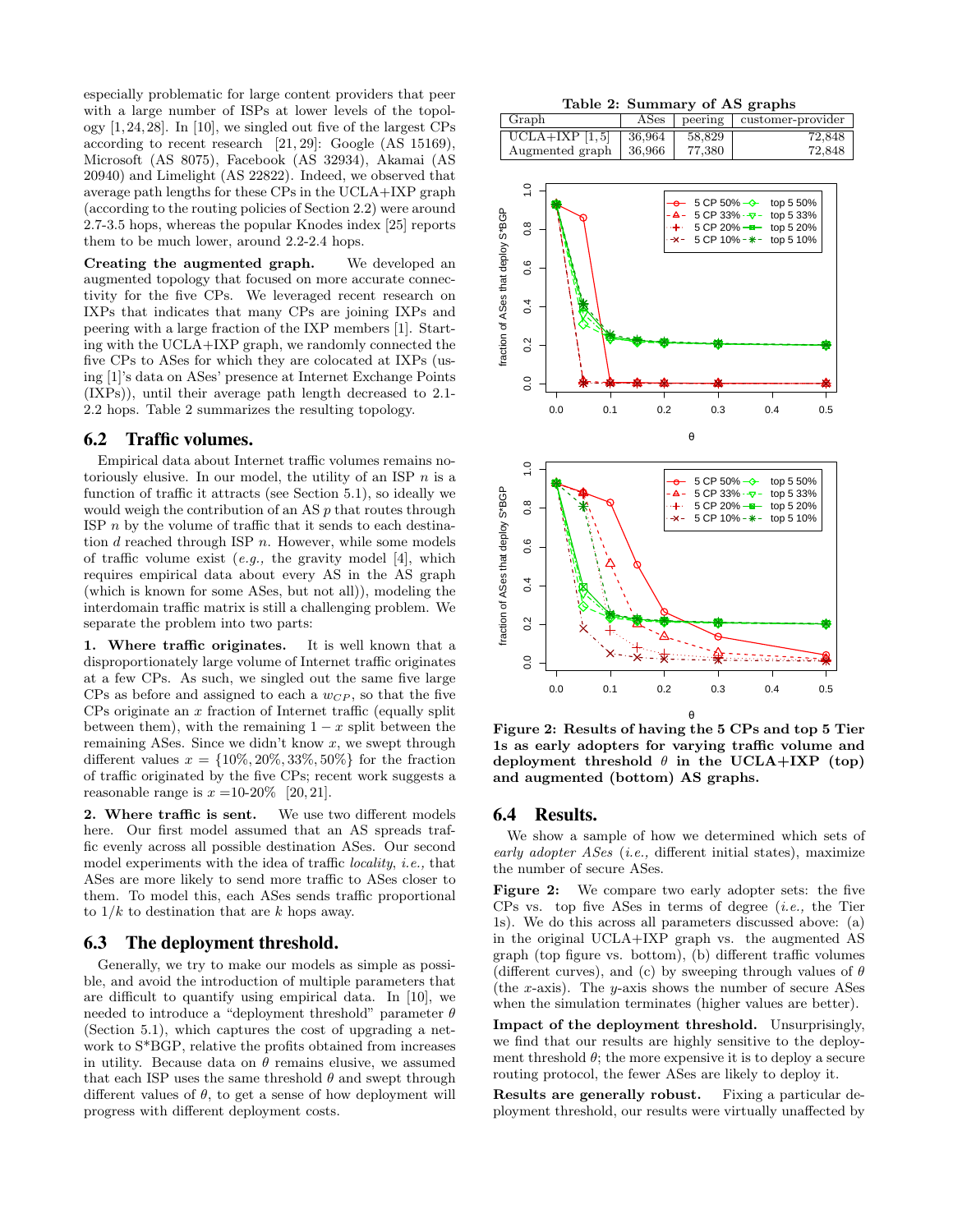especially problematic for large content providers that peer with a large number of ISPs at lower levels of the topology [1, 24, 28]. In [10], we singled out five of the largest CPs according to recent research [21, 29]: Google (AS 15169), Microsoft (AS 8075), Facebook (AS 32934), Akamai (AS 20940) and Limelight (AS 22822). Indeed, we observed that average path lengths for these CPs in the UCLA+IXP graph (according to the routing policies of Section 2.2) were around 2.7-3.5 hops, whereas the popular Knodes index [25] reports them to be much lower, around 2.2-2.4 hops.

**Creating the augmented graph.** We developed an augmented topology that focused on more accurate connectivity for the five CPs. We leveraged recent research on IXPs that indicates that many CPs are joining IXPs and peering with a large fraction of the IXP members [1]. Starting with the UCLA+IXP graph, we randomly connected the five CPs to ASes for which they are colocated at IXPs (using [1]'s data on ASes' presence at Internet Exchange Points (IXPs)), until their average path length decreased to 2.1-2.2 hops. Table 2 summarizes the resulting topology.

## 6.2 Traffic volumes.

Empirical data about Internet traffic volumes remains notoriously elusive. In our model, the utility of an ISP $n$ is a function of traffic it attracts (see Section 5.1), so ideally we would weigh the contribution of an AS $p$ that routes through ISP $n$ by the volume of traffic that it sends to each destination $d$ reached through ISP $n$. However, while some models of traffic volume exist (*e.g.,* the gravity model [4], which requires empirical data about every AS in the AS graph (which is known for some ASes, but not all)), modeling the interdomain traffic matrix is still a challenging problem. We separate the problem into two parts:

**1. Where traffic originates.** It is well known that a disproportionately large volume of Internet traffic originates at a few CPs. As such, we singled out the same five large CPs as before and assigned to each a $w_{CP}$, so that the five CPs originate an $x$ fraction of Internet traffic (equally split between them), with the remaining $1 - x$ split between the remaining ASes. Since we didn't know $x$, we swept through different values $x = \{10\%, 20\%, 33\%, 50\%\}$ for the fraction of traffic originated by the five CPs; recent work suggests a reasonable range is $x$ =10-20% [20, 21].

**2. Where traffic is sent.** We use two different models here. Our first model assumed that an AS spreads traffic evenly across all possible destination ASes. Our second model experiments with the idea of traffic *locality*, *i.e.,* that ASes are more likely to send more traffic to ASes closer to them. To model this, each ASes sends traffic proportional to $1/k$ to destination that are $k$ hops away.

## 6.3 The deployment threshold.

Generally, we try to make our models as simple as possible, and avoid the introduction of multiple parameters that are difficult to quantify using empirical data. In [10], we needed to introduce a "deployment threshold" parameter $\theta$ (Section 5.1), which captures the cost of upgrading a network to S*BGP, relative the profits obtained from increases in utility. Because data on $\theta$ remains elusive, we assumed that each ISP uses the same threshold $\theta$ and swept through different values of $\theta$, to get a sense of how deployment will progress with different deployment costs.

**Table 2: Summary of AS graphs**

| Graph | ASes | peering | customer-provider |
|---|---|---|---|
| UCLA+IXP [1, 5] | 36,964 | 58,829 | 72,848 |
| Augmented graph | 36,966 | 77,380 | 72,848 |

**Figure 2: Results of having the 5 CPs and top 5 Tier 1s as early adopters for varying traffic volume and deployment threshold $\theta$ in the UCLA+IXP (top) and augmented (bottom) AS graphs.**

## 6.4 Results.

We show a sample of how we determined which sets of *early adopter ASes* (*i.e.,* different initial states), maximize the number of secure ASes.

**Figure 2:** We compare two early adopter sets: the five CPs vs. top five ASes in terms of degree (*i.e.,* the Tier 1s). We do this across all parameters discussed above: (a) in the original UCLA+IXP graph vs. the augmented AS graph (top figure vs. bottom), (b) different traffic volumes (different curves), and (c) by sweeping through values of $\theta$ (the $x$-axis). The $y$-axis shows the number of secure ASes when the simulation terminates (higher values are better).

**Impact of the deployment threshold.** Unsurprisingly, we find that our results are highly sensitive to the deployment threshold $\theta$; the more expensive it is to deploy a secure routing protocol, the fewer ASes are likely to deploy it.

**Results are generally robust.** Fixing a particular deployment threshold, our results were virtually unaffected by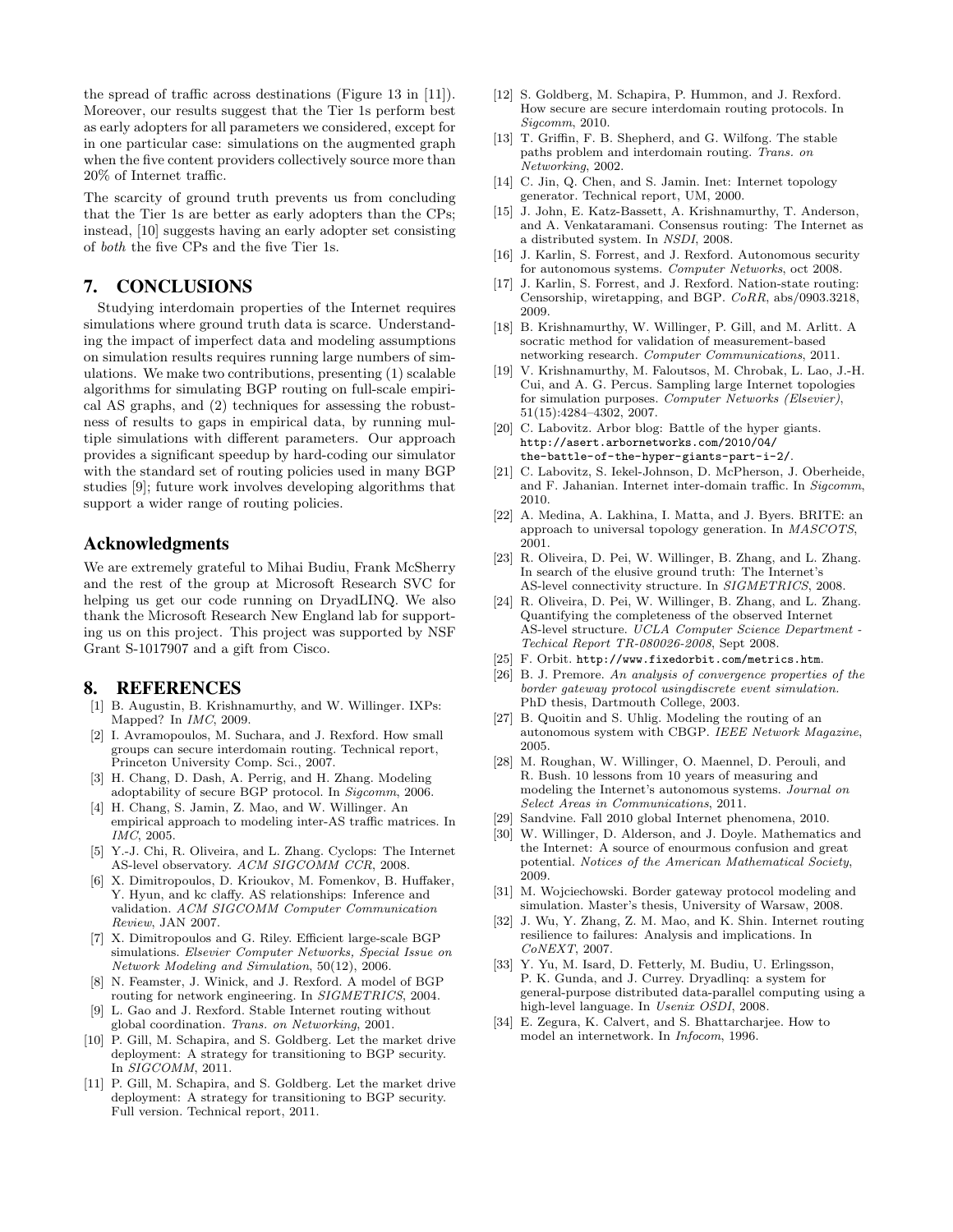the spread of traffic across destinations (Figure 13 in [11]). Moreover, our results suggest that the Tier 1s perform best as early adopters for all parameters we considered, except for in one particular case: simulations on the augmented graph when the five content providers collectively source more than 20% of Internet traffic.

The scarcity of ground truth prevents us from concluding that the Tier 1s are better as early adopters than the CPs; instead, [10] suggests having an early adopter set consisting of *both* the five CPs and the five Tier 1s.

## 7. CONCLUSIONS

Studying interdomain properties of the Internet requires simulations where ground truth data is scarce. Understanding the impact of imperfect data and modeling assumptions on simulation results requires running large numbers of simulations. We make two contributions, presenting (1) scalable algorithms for simulating BGP routing on full-scale empirical AS graphs, and (2) techniques for assessing the robustness of results to gaps in empirical data, by running multiple simulations with different parameters. Our approach provides a significant speedup by hard-coding our simulator with the standard set of routing policies used in many BGP studies [9]; future work involves developing algorithms that support a wider range of routing policies.

## Acknowledgments

We are extremely grateful to Mihai Budiu, Frank McSherry and the rest of the group at Microsoft Research SVC for helping us get our code running on DryadLINQ. We also thank the Microsoft Research New England lab for supporting us on this project. This project was supported by NSF Grant S-1017907 and a gift from Cisco.

## 8. REFERENCES

[1] B. Augustin, B. Krishnamurthy, and W. Willinger. IXPs: Mapped? In *IMC*, 2009.

[2] I. Avramopoulos, M. Suchara, and J. Rexford. How small groups can secure interdomain routing. Technical report, Princeton University Comp. Sci., 2007.

[3] H. Chang, D. Dash, A. Perrig, and H. Zhang. Modeling adoptability of secure BGP protocol. In *Sigcomm*, 2006.

[4] H. Chang, S. Jamin, Z. Mao, and W. Willinger. An empirical approach to modeling inter-AS traffic matrices. In *IMC*, 2005.

[5] Y.-J. Chi, R. Oliveira, and L. Zhang. Cyclops: The Internet AS-level observatory. *ACM SIGCOMM CCR*, 2008.

[6] X. Dimitropoulos, D. Krioukov, M. Fomenkov, B. Huffaker, Y. Hyun, and kc claffy. AS relationships: Inference and validation. *ACM SIGCOMM Computer Communication Review*, JAN 2007.

[7] X. Dimitropoulos and G. Riley. Efficient large-scale BGP simulations. *Elsevier Computer Networks, Special Issue on Network Modeling and Simulation*, 50(12), 2006.

[8] N. Feamster, J. Winick, and J. Rexford. A model of BGP routing for network engineering. In *SIGMETRICS*, 2004.

[9] L. Gao and J. Rexford. Stable Internet routing without global coordination. *Trans. on Networking*, 2001.

[10] P. Gill, M. Schapira, and S. Goldberg. Let the market drive deployment: A strategy for transitioning to BGP security. In *SIGCOMM*, 2011.

[11] P. Gill, M. Schapira, and S. Goldberg. Let the market drive deployment: A strategy for transitioning to BGP security. Full version. Technical report, 2011.

[12] S. Goldberg, M. Schapira, P. Hummon, and J. Rexford. How secure are secure interdomain routing protocols. In *Sigcomm*, 2010.

[13] T. Griffin, F. B. Shepherd, and G. Wilfong. The stable paths problem and interdomain routing. *Trans. on Networking*, 2002.

[14] C. Jin, Q. Chen, and S. Jamin. Inet: Internet topology generator. Technical report, UM, 2000.

[15] J. John, E. Katz-Bassett, A. Krishnamurthy, T. Anderson, and A. Venkataramani. Consensus routing: The Internet as a distributed system. In *NSDI*, 2008.

[16] J. Karlin, S. Forrest, and J. Rexford. Autonomous security for autonomous systems. *Computer Networks*, oct 2008.

[17] J. Karlin, S. Forrest, and J. Rexford. Nation-state routing: Censorship, wiretapping, and BGP. *CoRR*, abs/0903.3218, 2009.

[18] B. Krishnamurthy, W. Willinger, P. Gill, and M. Arlitt. A socratic method for validation of measurement-based networking research. *Computer Communications*, 2011.

[19] V. Krishnamurthy, M. Faloutsos, M. Chrobak, L. Lao, J.-H. Cui, and A. G. Percus. Sampling large Internet topologies for simulation purposes. *Computer Networks (Elsevier)*, 51(15):4284–4302, 2007.

[20] C. Labovitz. Arbor blog: Battle of the hyper giants. `http://asert.arbornetworks.com/2010/04/the-battle-of-the-hyper-giants-part-i-2/`.

[21] C. Labovitz, S. Iekel-Johnson, D. McPherson, J. Oberheide, and F. Jahanian. Internet inter-domain traffic. In *Sigcomm*, 2010.

[22] A. Medina, A. Lakhina, I. Matta, and J. Byers. BRITE: an approach to universal topology generation. In *MASCOTS*, 2001.

[23] R. Oliveira, D. Pei, W. Willinger, B. Zhang, and L. Zhang. In search of the elusive ground truth: The Internet's AS-level connectivity structure. In *SIGMETRICS*, 2008.

[24] R. Oliveira, D. Pei, W. Willinger, B. Zhang, and L. Zhang. Quantifying the completeness of the observed Internet AS-level structure. *UCLA Computer Science Department - Techical Report TR-080026-2008*, Sept 2008.

[25] F. Orbit. `http://www.fixedorbit.com/metrics.htm`.

[26] B. J. Premore. *An analysis of convergence properties of the border gateway protocol usingdiscrete event simulation.* PhD thesis, Dartmouth College, 2003.

[27] B. Quoitin and S. Uhlig. Modeling the routing of an autonomous system with CBGP. *IEEE Network Magazine*, 2005.

[28] M. Roughan, W. Willinger, O. Maennel, D. Perouli, and R. Bush. 10 lessons from 10 years of measuring and modeling the Internet's autonomous systems. *Journal on Select Areas in Communications*, 2011.

[29] Sandvine. Fall 2010 global Internet phenomena, 2010.

[30] W. Willinger, D. Alderson, and J. Doyle. Mathematics and the Internet: A source of enourmous confusion and great potential. *Notices of the American Mathematical Society*, 2009.

[31] M. Wojciechowski. Border gateway protocol modeling and simulation. Master's thesis, University of Warsaw, 2008.

[32] J. Wu, Y. Zhang, Z. M. Mao, and K. Shin. Internet routing resilience to failures: Analysis and implications. In *CoNEXT*, 2007.

[33] Y. Yu, M. Isard, D. Fetterly, M. Budiu, U. Erlingsson, P. K. Gunda, and J. Currey. Dryadlinq: a system for general-purpose distributed data-parallel computing using a high-level language. In *Usenix OSDI*, 2008.

[34] E. Zegura, K. Calvert, and S. Bhattarcharjee. How to model an internetwork. In *Infocom*, 1996.